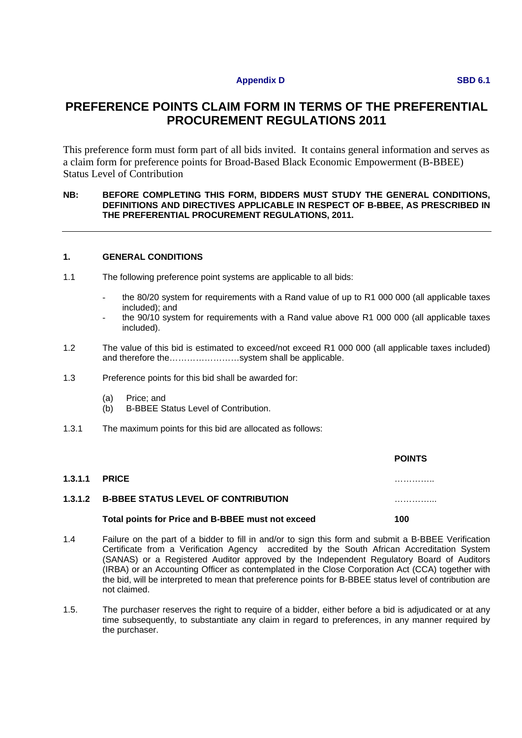**Appendix D** **SBD 6.1**

# PREFERENCE POINTS CLAIM FORM IN TERMS OF THE PREFERENTIAL PROCUREMENT REGULATIONS 2011

This preference form must form part of all bids invited. It contains general information and serves as a claim form for preference points for Broad-Based Black Economic Empowerment (B-BBEE) Status Level of Contribution

**NB: BEFORE COMPLETING THIS FORM, BIDDERS MUST STUDY THE GENERAL CONDITIONS, DEFINITIONS AND DIRECTIVES APPLICABLE IN RESPECT OF B-BBEE, AS PRESCRIBED IN THE PREFERENTIAL PROCUREMENT REGULATIONS, 2011.**

---

## 1. GENERAL CONDITIONS

1.1 The following preference point systems are applicable to all bids:

- the 80/20 system for requirements with a Rand value of up to R1 000 000 (all applicable taxes included); and
- the 90/10 system for requirements with a Rand value above R1 000 000 (all applicable taxes included).

1.2 The value of this bid is estimated to exceed/not exceed R1 000 000 (all applicable taxes included) and therefore the……………………system shall be applicable.

1.3 Preference points for this bid shall be awarded for:

(a) Price; and
(b) B-BBEE Status Level of Contribution.

1.3.1 The maximum points for this bid are allocated as follows:

| | | **POINTS** |
|---|---|---|
| **1.3.1.1** | **PRICE** | ………….. |
| **1.3.1.2** | **B-BBEE STATUS LEVEL OF CONTRIBUTION** | …………... |
| | **Total points for Price and B-BBEE must not exceed** | **100** |

1.4 Failure on the part of a bidder to fill in and/or to sign this form and submit a B-BBEE Verification Certificate from a Verification Agency accredited by the South African Accreditation System (SANAS) or a Registered Auditor approved by the Independent Regulatory Board of Auditors (IRBA) or an Accounting Officer as contemplated in the Close Corporation Act (CCA) together with the bid, will be interpreted to mean that preference points for B-BBEE status level of contribution are not claimed.

1.5. The purchaser reserves the right to require of a bidder, either before a bid is adjudicated or at any time subsequently, to substantiate any claim in regard to preferences, in any manner required by the purchaser.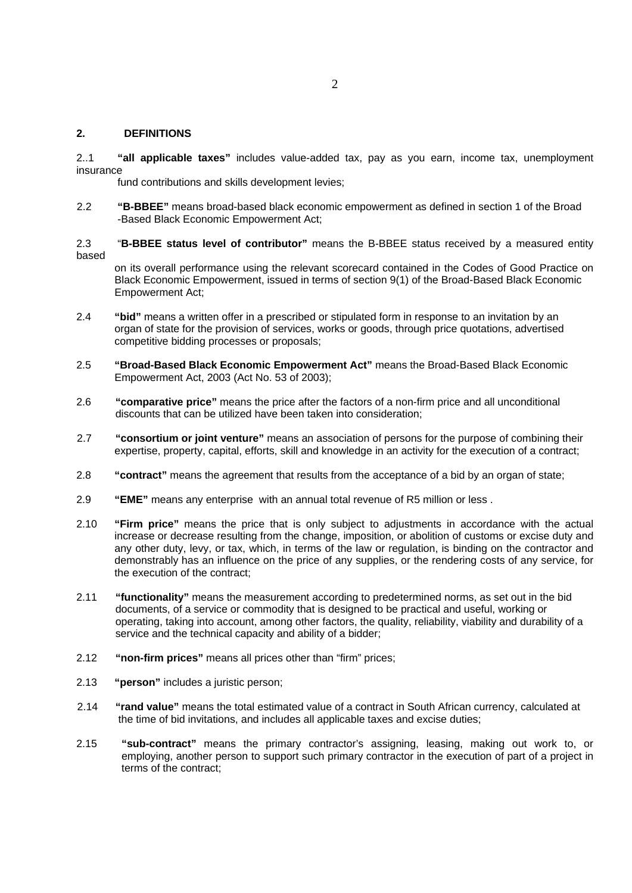## 2. DEFINITIONS

2..1 **"all applicable taxes"** includes value-added tax, pay as you earn, income tax, unemployment insurance fund contributions and skills development levies;

2.2 **"B-BBEE"** means broad-based black economic empowerment as defined in section 1 of the Broad -Based Black Economic Empowerment Act;

2.3 "**B-BBEE status level of contributor"** means the B-BBEE status received by a measured entity based on its overall performance using the relevant scorecard contained in the Codes of Good Practice on Black Economic Empowerment, issued in terms of section 9(1) of the Broad-Based Black Economic Empowerment Act;

2.4 **"bid"** means a written offer in a prescribed or stipulated form in response to an invitation by an organ of state for the provision of services, works or goods, through price quotations, advertised competitive bidding processes or proposals;

2.5 **"Broad-Based Black Economic Empowerment Act"** means the Broad-Based Black Economic Empowerment Act, 2003 (Act No. 53 of 2003);

2.6 **"comparative price"** means the price after the factors of a non-firm price and all unconditional discounts that can be utilized have been taken into consideration;

2.7 **"consortium or joint venture"** means an association of persons for the purpose of combining their expertise, property, capital, efforts, skill and knowledge in an activity for the execution of a contract;

2.8 **"contract"** means the agreement that results from the acceptance of a bid by an organ of state;

2.9 **"EME"** means any enterprise with an annual total revenue of R5 million or less .

2.10 **"Firm price"** means the price that is only subject to adjustments in accordance with the actual increase or decrease resulting from the change, imposition, or abolition of customs or excise duty and any other duty, levy, or tax, which, in terms of the law or regulation, is binding on the contractor and demonstrably has an influence on the price of any supplies, or the rendering costs of any service, for the execution of the contract;

2.11 **"functionality"** means the measurement according to predetermined norms, as set out in the bid documents, of a service or commodity that is designed to be practical and useful, working or operating, taking into account, among other factors, the quality, reliability, viability and durability of a service and the technical capacity and ability of a bidder;

2.12 **"non-firm prices"** means all prices other than "firm" prices;

2.13 **"person"** includes a juristic person;

2.14 **"rand value"** means the total estimated value of a contract in South African currency, calculated at the time of bid invitations, and includes all applicable taxes and excise duties;

2.15 **"sub-contract"** means the primary contractor's assigning, leasing, making out work to, or employing, another person to support such primary contractor in the execution of part of a project in terms of the contract;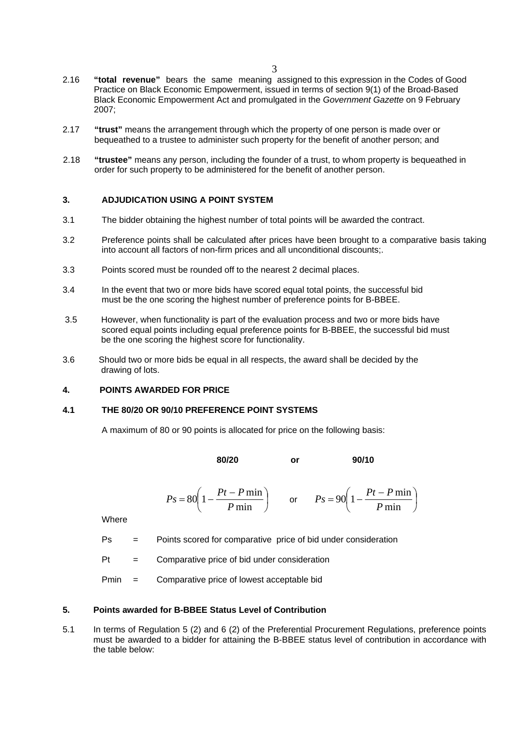2.16 **"total revenue"** bears the same meaning assigned to this expression in the Codes of Good Practice on Black Economic Empowerment, issued in terms of section 9(1) of the Broad-Based Black Economic Empowerment Act and promulgated in the *Government Gazette* on 9 February 2007;

2.17 **"trust"** means the arrangement through which the property of one person is made over or bequeathed to a trustee to administer such property for the benefit of another person; and

2.18 **"trustee"** means any person, including the founder of a trust, to whom property is bequeathed in order for such property to be administered for the benefit of another person.

## 3. ADJUDICATION USING A POINT SYSTEM

3.1 The bidder obtaining the highest number of total points will be awarded the contract.

3.2 Preference points shall be calculated after prices have been brought to a comparative basis taking into account all factors of non-firm prices and all unconditional discounts;.

3.3 Points scored must be rounded off to the nearest 2 decimal places.

3.4 In the event that two or more bids have scored equal total points, the successful bid must be the one scoring the highest number of preference points for B-BBEE.

3.5 However, when functionality is part of the evaluation process and two or more bids have scored equal points including equal preference points for B-BBEE, the successful bid must be the one scoring the highest score for functionality.

3.6 Should two or more bids be equal in all respects, the award shall be decided by the drawing of lots.

## 4. POINTS AWARDED FOR PRICE

### 4.1 THE 80/20 OR 90/10 PREFERENCE POINT SYSTEMS

A maximum of 80 or 90 points is allocated for price on the following basis:

**80/20** or **90/10**

$$Ps = 80\left(1 - \frac{Pt - P\min}{P\min}\right) \quad \text{or} \quad Ps = 90\left(1 - \frac{Pt - P\min}{P\min}\right)$$

Where

Ps = Points scored for comparative price of bid under consideration

Pt = Comparative price of bid under consideration

Pmin = Comparative price of lowest acceptable bid

## 5. Points awarded for B-BBEE Status Level of Contribution

5.1 In terms of Regulation 5 (2) and 6 (2) of the Preferential Procurement Regulations, preference points must be awarded to a bidder for attaining the B-BBEE status level of contribution in accordance with the table below: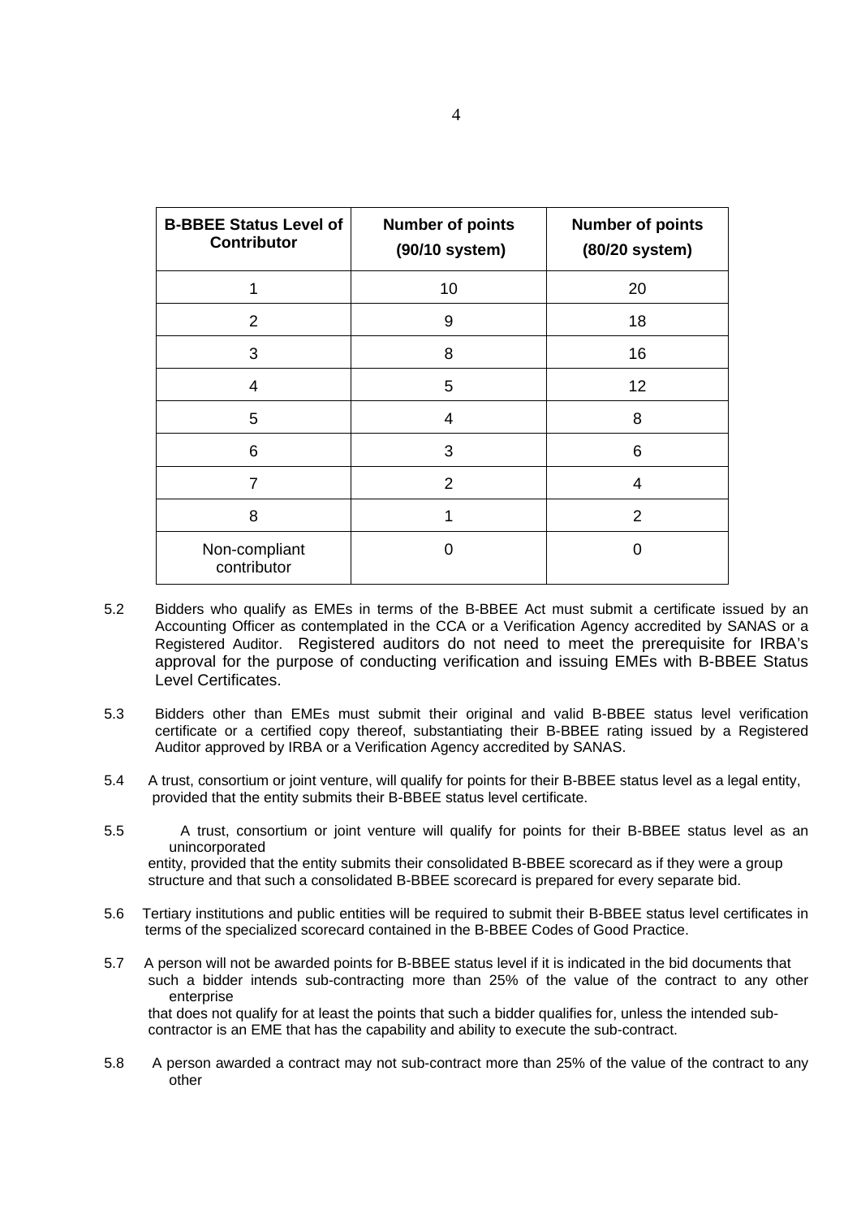| B-BBEE Status Level of Contributor | Number of points (90/10 system) | Number of points (80/20 system) |
|---|---|---|
| 1 | 10 | 20 |
| 2 | 9 | 18 |
| 3 | 8 | 16 |
| 4 | 5 | 12 |
| 5 | 4 | 8 |
| 6 | 3 | 6 |
| 7 | 2 | 4 |
| 8 | 1 | 2 |
| Non-compliant contributor | 0 | 0 |

5.2 Bidders who qualify as EMEs in terms of the B-BBEE Act must submit a certificate issued by an Accounting Officer as contemplated in the CCA or a Verification Agency accredited by SANAS or a Registered Auditor. Registered auditors do not need to meet the prerequisite for IRBA's approval for the purpose of conducting verification and issuing EMEs with B-BBEE Status Level Certificates.

5.3 Bidders other than EMEs must submit their original and valid B-BBEE status level verification certificate or a certified copy thereof, substantiating their B-BBEE rating issued by a Registered Auditor approved by IRBA or a Verification Agency accredited by SANAS.

5.4 A trust, consortium or joint venture, will qualify for points for their B-BBEE status level as a legal entity, provided that the entity submits their B-BBEE status level certificate.

5.5 A trust, consortium or joint venture will qualify for points for their B-BBEE status level as an unincorporated entity, provided that the entity submits their consolidated B-BBEE scorecard as if they were a group structure and that such a consolidated B-BBEE scorecard is prepared for every separate bid.

5.6 Tertiary institutions and public entities will be required to submit their B-BBEE status level certificates in terms of the specialized scorecard contained in the B-BBEE Codes of Good Practice.

5.7 A person will not be awarded points for B-BBEE status level if it is indicated in the bid documents that such a bidder intends sub-contracting more than 25% of the value of the contract to any other enterprise that does not qualify for at least the points that such a bidder qualifies for, unless the intended sub-contractor is an EME that has the capability and ability to execute the sub-contract.

5.8 A person awarded a contract may not sub-contract more than 25% of the value of the contract to any other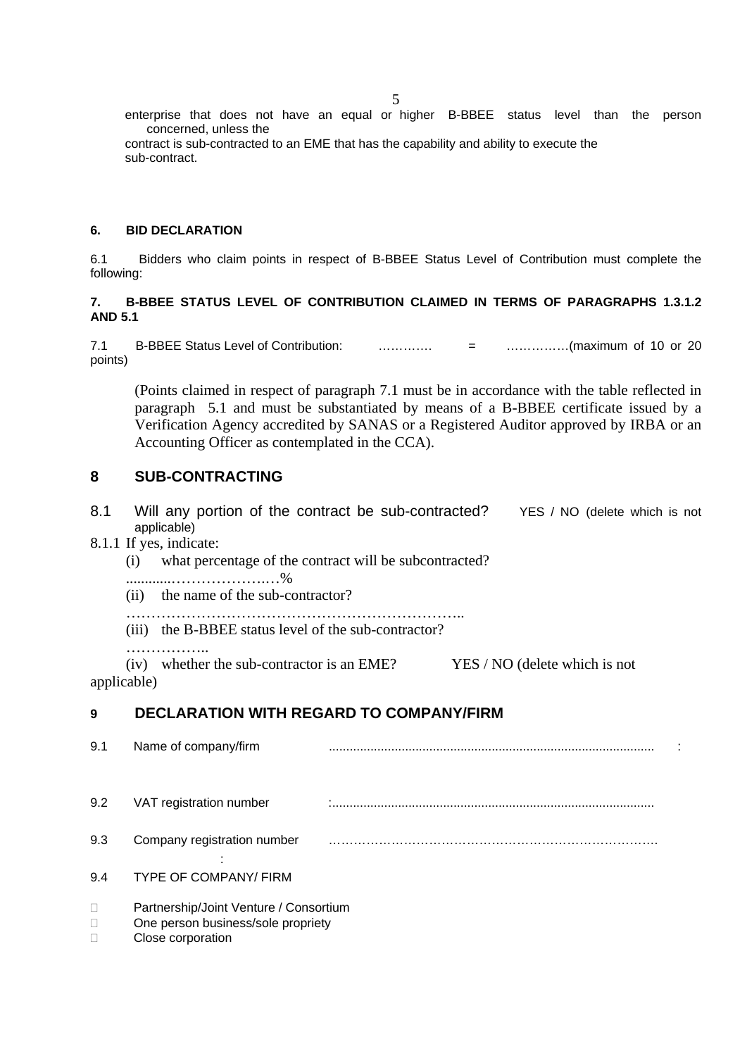enterprise that does not have an equal or higher B-BBEE status level than the person concerned, unless the contract is sub-contracted to an EME that has the capability and ability to execute the sub-contract.

**6. BID DECLARATION**

6.1 Bidders who claim points in respect of B-BBEE Status Level of Contribution must complete the following:

**7. B-BBEE STATUS LEVEL OF CONTRIBUTION CLAIMED IN TERMS OF PARAGRAPHS 1.3.1.2 AND 5.1**

7.1 B-BBEE Status Level of Contribution: …………. = ……………(maximum of 10 or 20 points)

(Points claimed in respect of paragraph 7.1 must be in accordance with the table reflected in paragraph 5.1 and must be substantiated by means of a B-BBEE certificate issued by a Verification Agency accredited by SANAS or a Registered Auditor approved by IRBA or an Accounting Officer as contemplated in the CCA).

## 8 SUB-CONTRACTING

8.1 Will any portion of the contract be sub-contracted? YES / NO (delete which is not applicable)

8.1.1 If yes, indicate:

(i) what percentage of the contract will be subcontracted? ............………………..…%

(ii) the name of the sub-contractor? …………………………………………………………..

(iii) the B-BBEE status level of the sub-contractor? ……………..

(iv) whether the sub-contractor is an EME? YES / NO (delete which is not applicable)

## 9 DECLARATION WITH REGARD TO COMPANY/FIRM

9.1 Name of company/firm : .............................................................................................

9.2 VAT registration number :.............................................................................................

9.3 Company registration number : …………………………………………………………………….

9.4 TYPE OF COMPANY/ FIRM

- ☐ Partnership/Joint Venture / Consortium
- ☐ One person business/sole propriety
- ☐ Close corporation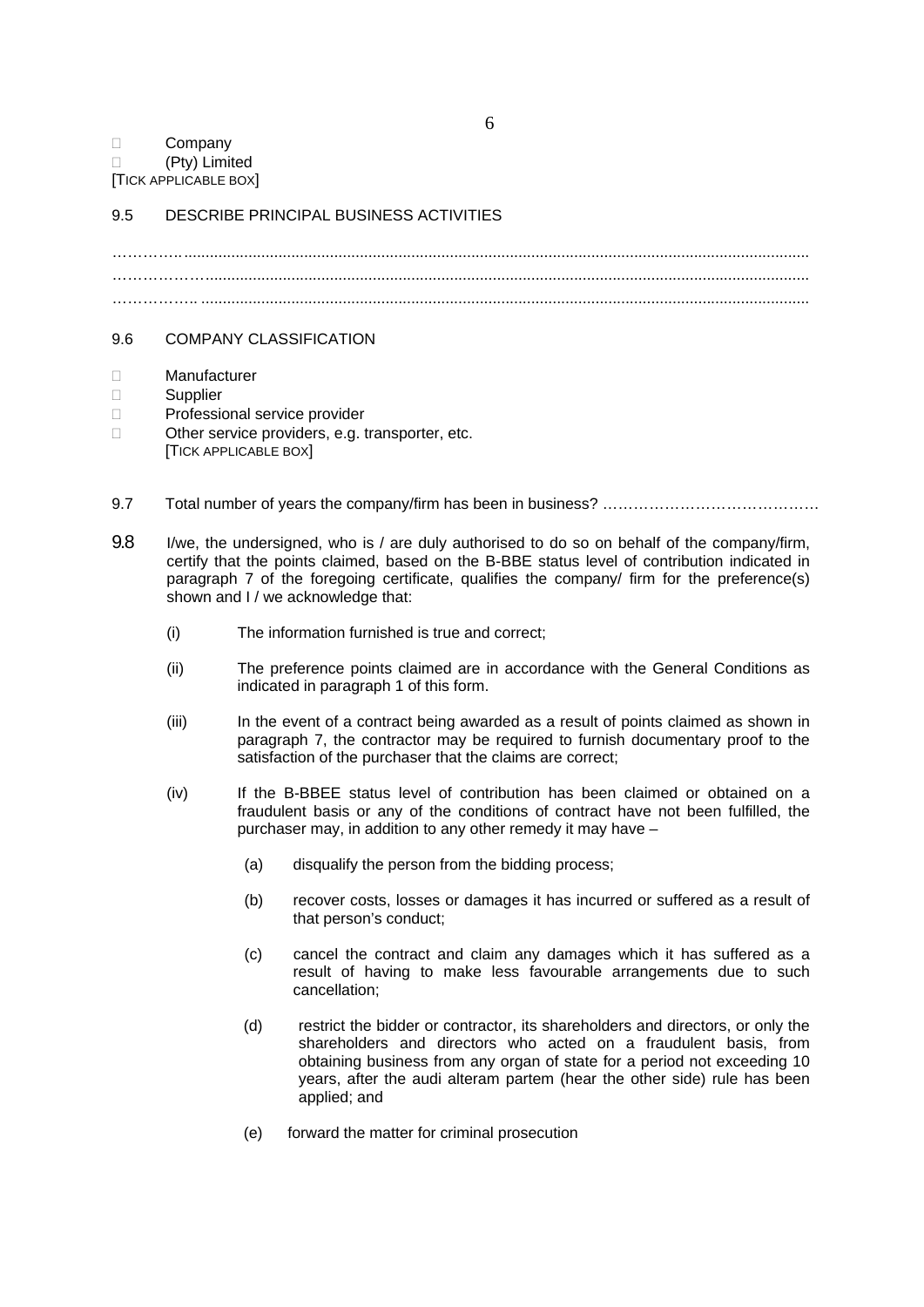- ☐ Company
- ☐ (Pty) Limited

[TICK APPLICABLE BOX]

9.5 DESCRIBE PRINCIPAL BUSINESS ACTIVITIES

……………..................................................................................................................................................
…………………...........................................................................................................................................
…………….. ...............................................................................................................................................

9.6 COMPANY CLASSIFICATION

- ☐ Manufacturer
- ☐ Supplier
- ☐ Professional service provider
- ☐ Other service providers, e.g. transporter, etc.

[TICK APPLICABLE BOX]

9.7 Total number of years the company/firm has been in business? ……………………………………

9.8 I/we, the undersigned, who is / are duly authorised to do so on behalf of the company/firm, certify that the points claimed, based on the B-BBE status level of contribution indicated in paragraph 7 of the foregoing certificate, qualifies the company/ firm for the preference(s) shown and I / we acknowledge that:

(i) The information furnished is true and correct;

(ii) The preference points claimed are in accordance with the General Conditions as indicated in paragraph 1 of this form.

(iii) In the event of a contract being awarded as a result of points claimed as shown in paragraph 7, the contractor may be required to furnish documentary proof to the satisfaction of the purchaser that the claims are correct;

(iv) If the B-BBEE status level of contribution has been claimed or obtained on a fraudulent basis or any of the conditions of contract have not been fulfilled, the purchaser may, in addition to any other remedy it may have –

(a) disqualify the person from the bidding process;

(b) recover costs, losses or damages it has incurred or suffered as a result of that person's conduct;

(c) cancel the contract and claim any damages which it has suffered as a result of having to make less favourable arrangements due to such cancellation;

(d) restrict the bidder or contractor, its shareholders and directors, or only the shareholders and directors who acted on a fraudulent basis, from obtaining business from any organ of state for a period not exceeding 10 years, after the audi alteram partem (hear the other side) rule has been applied; and

(e) forward the matter for criminal prosecution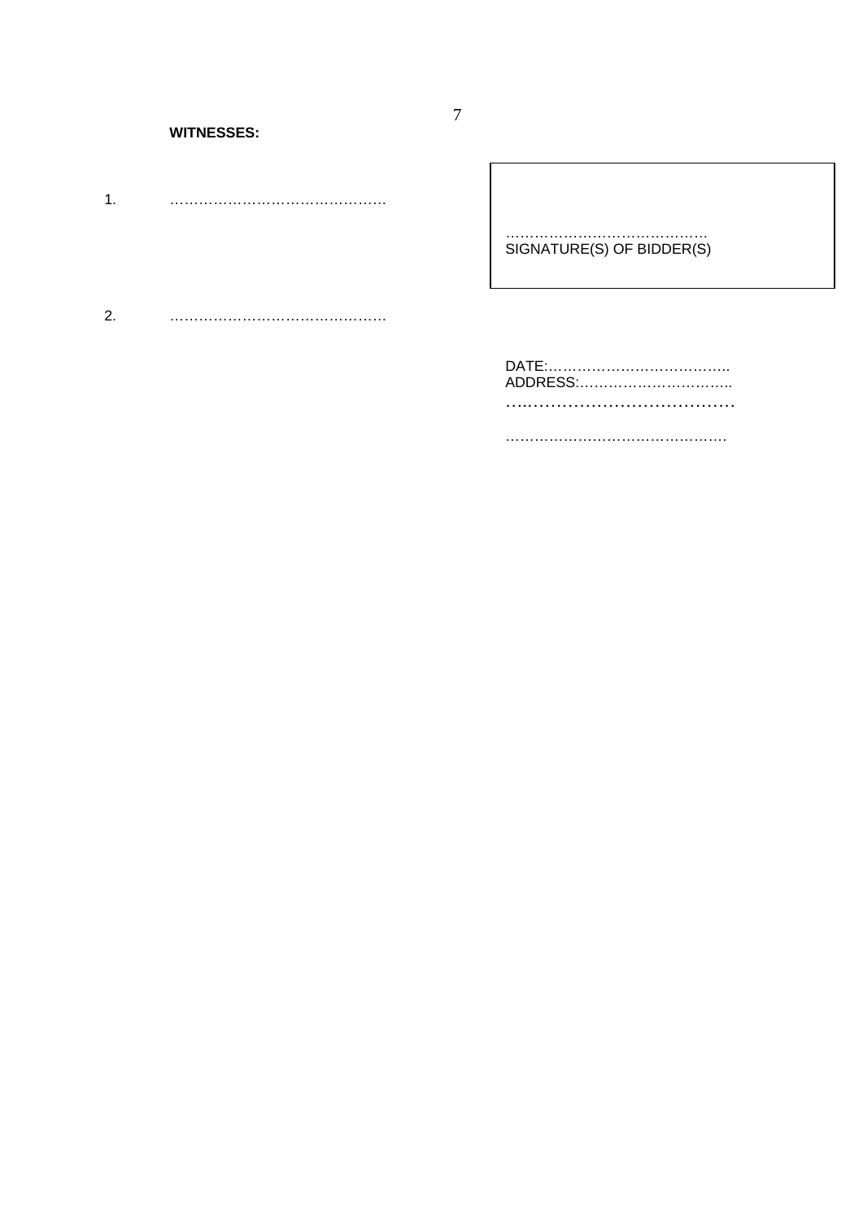**WITNESSES:**

1. ………………………………………

………………………………….
SIGNATURE(S) OF BIDDER(S)

2. ……………………………………..

DATE:………………………………..
ADDRESS:…………………………..
…..………………………………

……………………………………….